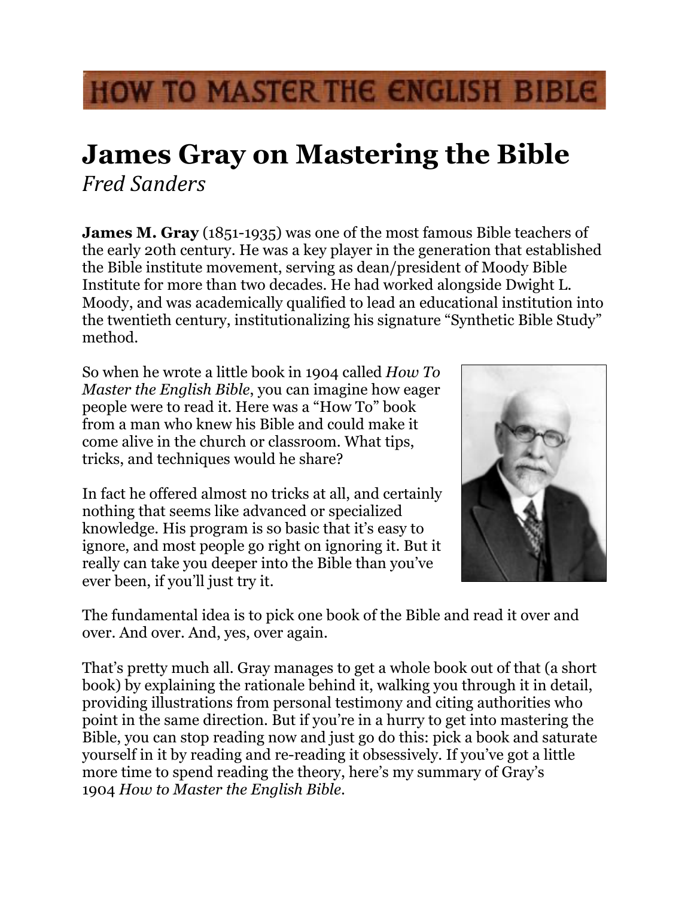# HOW TO MASTER THE ENGLISH BIBLE

# James Gray on Mastering the Bible

*Fred Sanders*

**James M. Gray** (1851-1935) was one of the most famous Bible teachers of the early 20th century. He was a key player in the generation that established the Bible institute movement, serving as dean/president of Moody Bible Institute for more than two decades. He had worked alongside Dwight L. Moody, and was academically qualified to lead an educational institution into the twentieth century, institutionalizing his signature "Synthetic Bible Study" method.

So when he wrote a little book in 1904 called *How To Master the English Bible*, you can imagine how eager people were to read it. Here was a "How To" book from a man who knew his Bible and could make it come alive in the church or classroom. What tips, tricks, and techniques would he share?

In fact he offered almost no tricks at all, and certainly nothing that seems like advanced or specialized knowledge. His program is so basic that it's easy to ignore, and most people go right on ignoring it. But it really can take you deeper into the Bible than you've ever been, if you'll just try it.

The fundamental idea is to pick one book of the Bible and read it over and over. And over. And, yes, over again.

That's pretty much all. Gray manages to get a whole book out of that (a short book) by explaining the rationale behind it, walking you through it in detail, providing illustrations from personal testimony and citing authorities who point in the same direction. But if you're in a hurry to get into mastering the Bible, you can stop reading now and just go do this: pick a book and saturate yourself in it by reading and re-reading it obsessively. If you've got a little more time to spend reading the theory, here's my summary of Gray's 1904 *How to Master the English Bible*.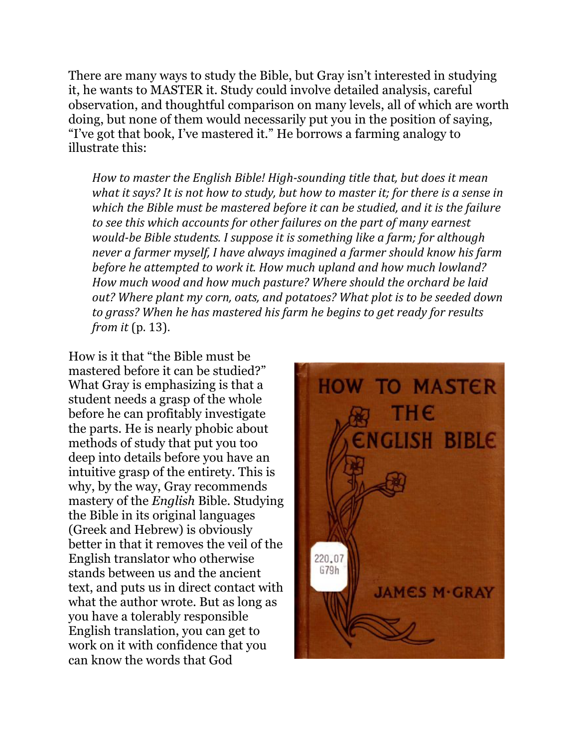There are many ways to study the Bible, but Gray isn't interested in studying it, he wants to MASTER it. Study could involve detailed analysis, careful observation, and thoughtful comparison on many levels, all of which are worth doing, but none of them would necessarily put you in the position of saying, "I've got that book, I've mastered it." He borrows a farming analogy to illustrate this:

> *How to master the English Bible! High-sounding title that, but does it mean what it says? It is not how to study, but how to master it; for there is a sense in which the Bible must be mastered before it can be studied, and it is the failure to see this which accounts for other failures on the part of many earnest would-be Bible students. I suppose it is something like a farm; for although never a farmer myself, I have always imagined a farmer should know his farm before he attempted to work it. How much upland and how much lowland? How much wood and how much pasture? Where should the orchard be laid out? Where plant my corn, oats, and potatoes? What plot is to be seeded down to grass? When he has mastered his farm he begins to get ready for results from it* (p. 13).

How is it that "the Bible must be mastered before it can be studied?" What Gray is emphasizing is that a student needs a grasp of the whole before he can profitably investigate the parts. He is nearly phobic about methods of study that put you too deep into details before you have an intuitive grasp of the entirety. This is why, by the way, Gray recommends mastery of the *English* Bible. Studying the Bible in its original languages (Greek and Hebrew) is obviously better in that it removes the veil of the English translator who otherwise stands between us and the ancient text, and puts us in direct contact with what the author wrote. But as long as you have a tolerably responsible English translation, you can get to work on it with confidence that you can know the words that God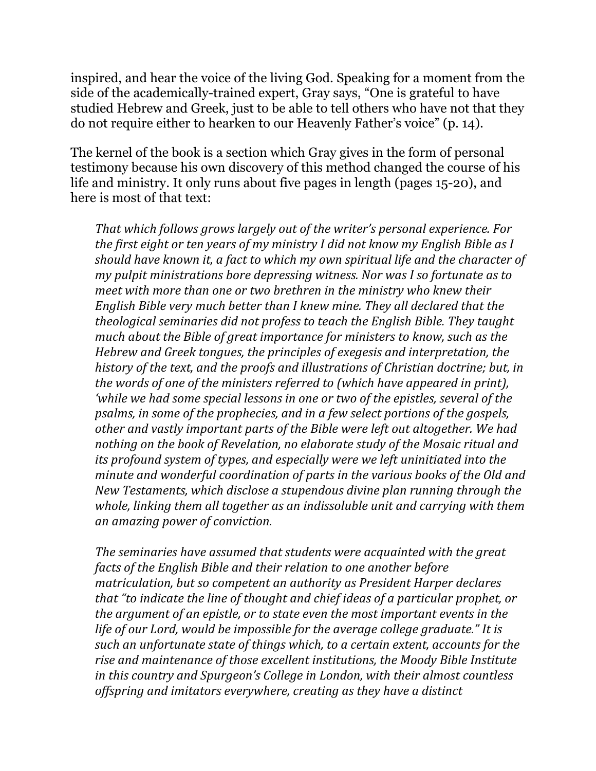inspired, and hear the voice of the living God. Speaking for a moment from the side of the academically-trained expert, Gray says, “One is grateful to have studied Hebrew and Greek, just to be able to tell others who have not that they do not require either to hearken to our Heavenly Father’s voice” (p. 14).

The kernel of the book is a section which Gray gives in the form of personal testimony because his own discovery of this method changed the course of his life and ministry. It only runs about five pages in length (pages 15-20), and here is most of that text:

> *That which follows grows largely out of the writer’s personal experience. For the first eight or ten years of my ministry I did not know my English Bible as I should have known it, a fact to which my own spiritual life and the character of my pulpit ministrations bore depressing witness. Nor was I so fortunate as to meet with more than one or two brethren in the ministry who knew their English Bible very much better than I knew mine. They all declared that the theological seminaries did not profess to teach the English Bible. They taught much about the Bible of great importance for ministers to know, such as the Hebrew and Greek tongues, the principles of exegesis and interpretation, the history of the text, and the proofs and illustrations of Christian doctrine; but, in the words of one of the ministers referred to (which have appeared in print), ‘while we had some special lessons in one or two of the epistles, several of the psalms, in some of the prophecies, and in a few select portions of the gospels, other and vastly important parts of the Bible were left out altogether. We had nothing on the book of Revelation, no elaborate study of the Mosaic ritual and its profound system of types, and especially were we left uninitiated into the minute and wonderful coordination of parts in the various books of the Old and New Testaments, which disclose a stupendous divine plan running through the whole, linking them all together as an indissoluble unit and carrying with them an amazing power of conviction.*
>
> *The seminaries have assumed that students were acquainted with the great facts of the English Bible and their relation to one another before matriculation, but so competent an authority as President Harper declares that “to indicate the line of thought and chief ideas of a particular prophet, or the argument of an epistle, or to state even the most important events in the life of our Lord, would be impossible for the average college graduate.” It is such an unfortunate state of things which, to a certain extent, accounts for the rise and maintenance of those excellent institutions, the Moody Bible Institute in this country and Spurgeon’s College in London, with their almost countless offspring and imitators everywhere, creating as they have a distinct*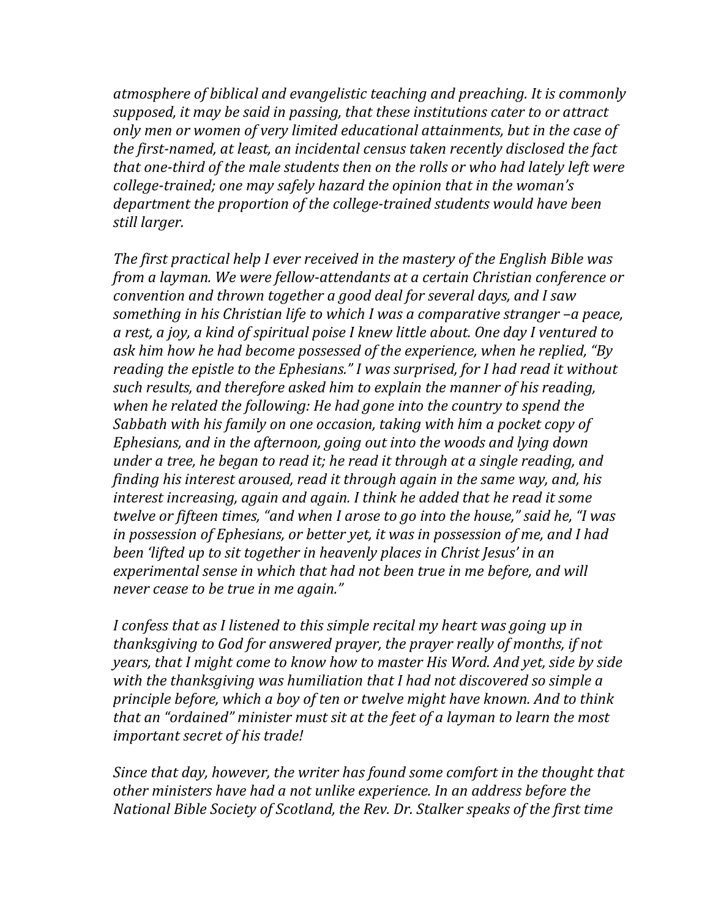*atmosphere of biblical and evangelistic teaching and preaching. It is commonly supposed, it may be said in passing, that these institutions cater to or attract only men or women of very limited educational attainments, but in the case of the first-named, at least, an incidental census taken recently disclosed the fact that one-third of the male students then on the rolls or who had lately left were college-trained; one may safely hazard the opinion that in the woman's department the proportion of the college-trained students would have been still larger.*

*The first practical help I ever received in the mastery of the English Bible was from a layman. We were fellow-attendants at a certain Christian conference or convention and thrown together a good deal for several days, and I saw something in his Christian life to which I was a comparative stranger –a peace, a rest, a joy, a kind of spiritual poise I knew little about. One day I ventured to ask him how he had become possessed of the experience, when he replied, "By reading the epistle to the Ephesians." I was surprised, for I had read it without such results, and therefore asked him to explain the manner of his reading, when he related the following: He had gone into the country to spend the Sabbath with his family on one occasion, taking with him a pocket copy of Ephesians, and in the afternoon, going out into the woods and lying down under a tree, he began to read it; he read it through at a single reading, and finding his interest aroused, read it through again in the same way, and, his interest increasing, again and again. I think he added that he read it some twelve or fifteen times, "and when I arose to go into the house," said he, "I was in possession of Ephesians, or better yet, it was in possession of me, and I had been 'lifted up to sit together in heavenly places in Christ Jesus' in an experimental sense in which that had not been true in me before, and will never cease to be true in me again."*

*I confess that as I listened to this simple recital my heart was going up in thanksgiving to God for answered prayer, the prayer really of months, if not years, that I might come to know how to master His Word. And yet, side by side with the thanksgiving was humiliation that I had not discovered so simple a principle before, which a boy of ten or twelve might have known. And to think that an "ordained" minister must sit at the feet of a layman to learn the most important secret of his trade!*

*Since that day, however, the writer has found some comfort in the thought that other ministers have had a not unlike experience. In an address before the National Bible Society of Scotland, the Rev. Dr. Stalker speaks of the first time*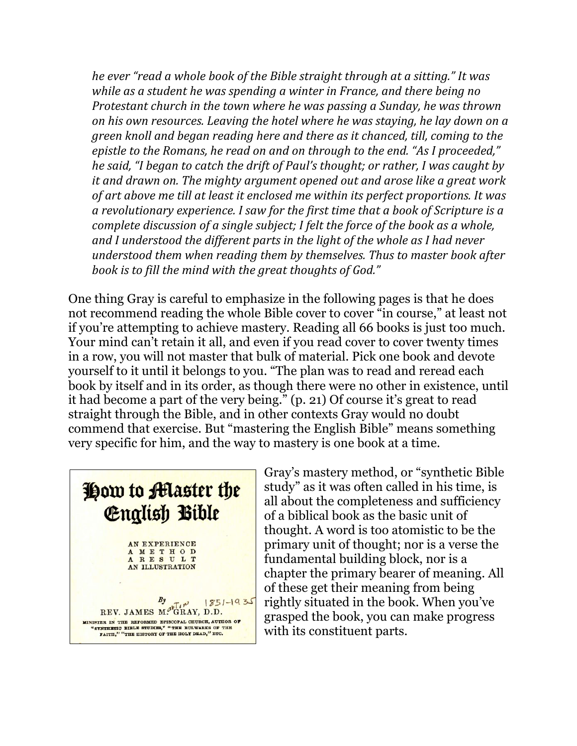*he ever "read a whole book of the Bible straight through at a sitting." It was while as a student he was spending a winter in France, and there being no Protestant church in the town where he was passing a Sunday, he was thrown on his own resources. Leaving the hotel where he was staying, he lay down on a green knoll and began reading here and there as it chanced, till, coming to the epistle to the Romans, he read on and on through to the end. "As I proceeded," he said, "I began to catch the drift of Paul's thought; or rather, I was caught by it and drawn on. The mighty argument opened out and arose like a great work of art above me till at least it enclosed me within its perfect proportions. It was a revolutionary experience. I saw for the first time that a book of Scripture is a complete discussion of a single subject; I felt the force of the book as a whole, and I understood the different parts in the light of the whole as I had never understood them when reading them by themselves. Thus to master book after book is to fill the mind with the great thoughts of God."*

One thing Gray is careful to emphasize in the following pages is that he does not recommend reading the whole Bible cover to cover "in course," at least not if you're attempting to achieve mastery. Reading all 66 books is just too much. Your mind can't retain it all, and even if you read cover to cover twenty times in a row, you will not master that bulk of material. Pick one book and devote yourself to it until it belongs to you. "The plan was to read and reread each book by itself and in its order, as though there were no other in existence, until it had become a part of the very being." (p. 21) Of course it's great to read straight through the Bible, and in other contexts Gray would no doubt commend that exercise. But "mastering the English Bible" means something very specific for him, and the way to mastery is one book at a time.

How to Master the English Bible

AN EXPERIENCE
A METHOD
A RESULT
AN ILLUSTRATION

By
REV. JAMES M. GRAY, D.D.
MINISTER IN THE REFORMED EPISCOPAL CHURCH, AUTHOR OF "SYNTHETIC BIBLE STUDIES," "THE BULWARKS OF THE FAITH," "THE HISTORY OF THE HOLY DEAD," ETC.

Gray's mastery method, or "synthetic Bible study" as it was often called in his time, is all about the completeness and sufficiency of a biblical book as the basic unit of thought. A word is too atomistic to be the primary unit of thought; nor is a verse the fundamental building block, nor is a chapter the primary bearer of meaning. All of these get their meaning from being rightly situated in the book. When you've grasped the book, you can make progress with its constituent parts.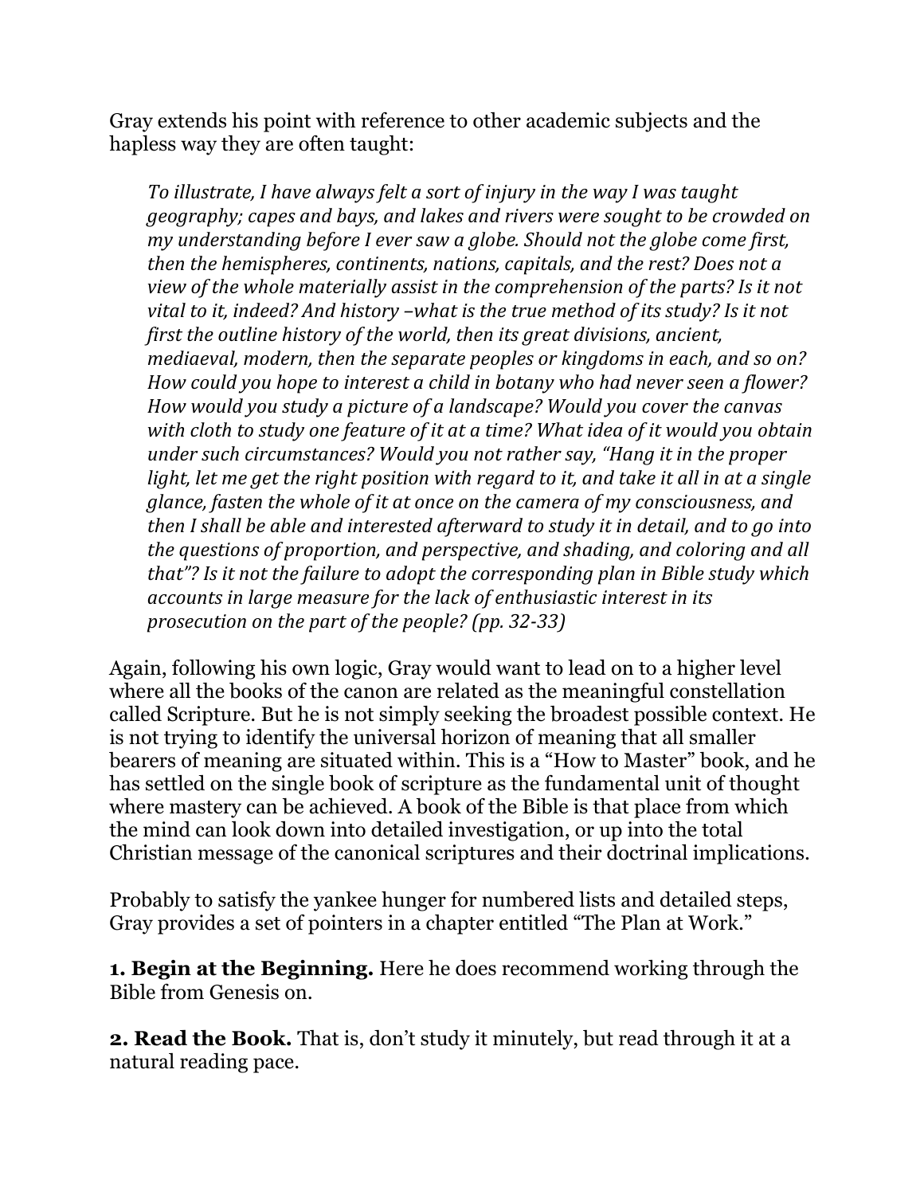Gray extends his point with reference to other academic subjects and the hapless way they are often taught:

> *To illustrate, I have always felt a sort of injury in the way I was taught geography; capes and bays, and lakes and rivers were sought to be crowded on my understanding before I ever saw a globe. Should not the globe come first, then the hemispheres, continents, nations, capitals, and the rest? Does not a view of the whole materially assist in the comprehension of the parts? Is it not vital to it, indeed? And history –what is the true method of its study? Is it not first the outline history of the world, then its great divisions, ancient, mediaeval, modern, then the separate peoples or kingdoms in each, and so on? How could you hope to interest a child in botany who had never seen a flower? How would you study a picture of a landscape? Would you cover the canvas with cloth to study one feature of it at a time? What idea of it would you obtain under such circumstances? Would you not rather say, "Hang it in the proper light, let me get the right position with regard to it, and take it all in at a single glance, fasten the whole of it at once on the camera of my consciousness, and then I shall be able and interested afterward to study it in detail, and to go into the questions of proportion, and perspective, and shading, and coloring and all that"? Is it not the failure to adopt the corresponding plan in Bible study which accounts in large measure for the lack of enthusiastic interest in its prosecution on the part of the people? (pp. 32-33)*

Again, following his own logic, Gray would want to lead on to a higher level where all the books of the canon are related as the meaningful constellation called Scripture. But he is not simply seeking the broadest possible context. He is not trying to identify the universal horizon of meaning that all smaller bearers of meaning are situated within. This is a "How to Master" book, and he has settled on the single book of scripture as the fundamental unit of thought where mastery can be achieved. A book of the Bible is that place from which the mind can look down into detailed investigation, or up into the total Christian message of the canonical scriptures and their doctrinal implications.

Probably to satisfy the yankee hunger for numbered lists and detailed steps, Gray provides a set of pointers in a chapter entitled "The Plan at Work."

**1. Begin at the Beginning.** Here he does recommend working through the Bible from Genesis on.

**2. Read the Book.** That is, don't study it minutely, but read through it at a natural reading pace.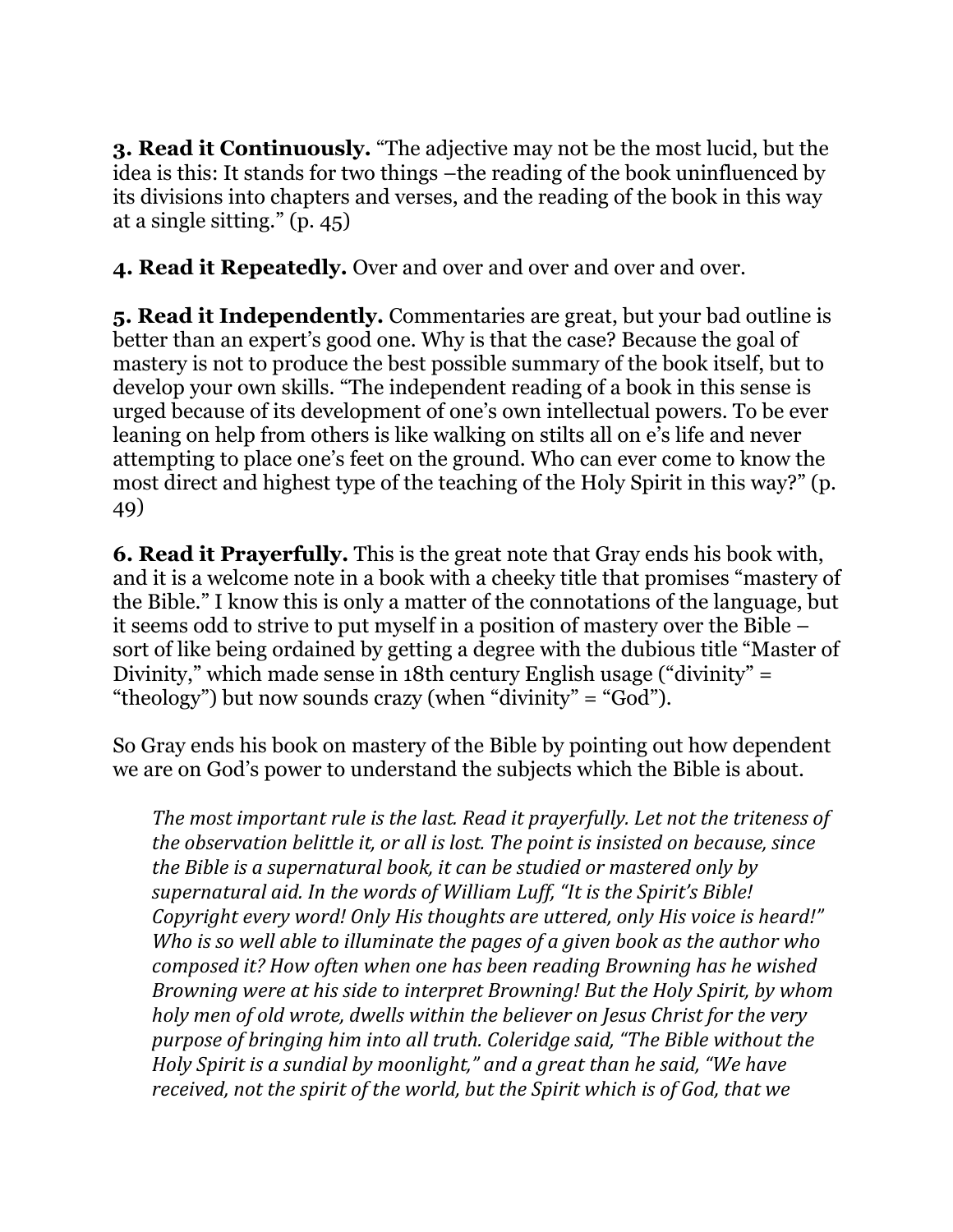**3. Read it Continuously.** "The adjective may not be the most lucid, but the idea is this: It stands for two things –the reading of the book uninfluenced by its divisions into chapters and verses, and the reading of the book in this way at a single sitting." (p. 45)

**4. Read it Repeatedly.** Over and over and over and over and over.

**5. Read it Independently.** Commentaries are great, but your bad outline is better than an expert's good one. Why is that the case? Because the goal of mastery is not to produce the best possible summary of the book itself, but to develop your own skills. "The independent reading of a book in this sense is urged because of its development of one's own intellectual powers. To be ever leaning on help from others is like walking on stilts all on e's life and never attempting to place one's feet on the ground. Who can ever come to know the most direct and highest type of the teaching of the Holy Spirit in this way?" (p. 49)

**6. Read it Prayerfully.** This is the great note that Gray ends his book with, and it is a welcome note in a book with a cheeky title that promises "mastery of the Bible." I know this is only a matter of the connotations of the language, but it seems odd to strive to put myself in a position of mastery over the Bible – sort of like being ordained by getting a degree with the dubious title "Master of Divinity," which made sense in 18th century English usage ("divinity" = "theology") but now sounds crazy (when "divinity" = "God").

So Gray ends his book on mastery of the Bible by pointing out how dependent we are on God's power to understand the subjects which the Bible is about.

> *The most important rule is the last. Read it prayerfully. Let not the triteness of the observation belittle it, or all is lost. The point is insisted on because, since the Bible is a supernatural book, it can be studied or mastered only by supernatural aid. In the words of William Luff, "It is the Spirit's Bible! Copyright every word! Only His thoughts are uttered, only His voice is heard!" Who is so well able to illuminate the pages of a given book as the author who composed it? How often when one has been reading Browning has he wished Browning were at his side to interpret Browning! But the Holy Spirit, by whom holy men of old wrote, dwells within the believer on Jesus Christ for the very purpose of bringing him into all truth. Coleridge said, "The Bible without the Holy Spirit is a sundial by moonlight," and a great than he said, "We have received, not the spirit of the world, but the Spirit which is of God, that we*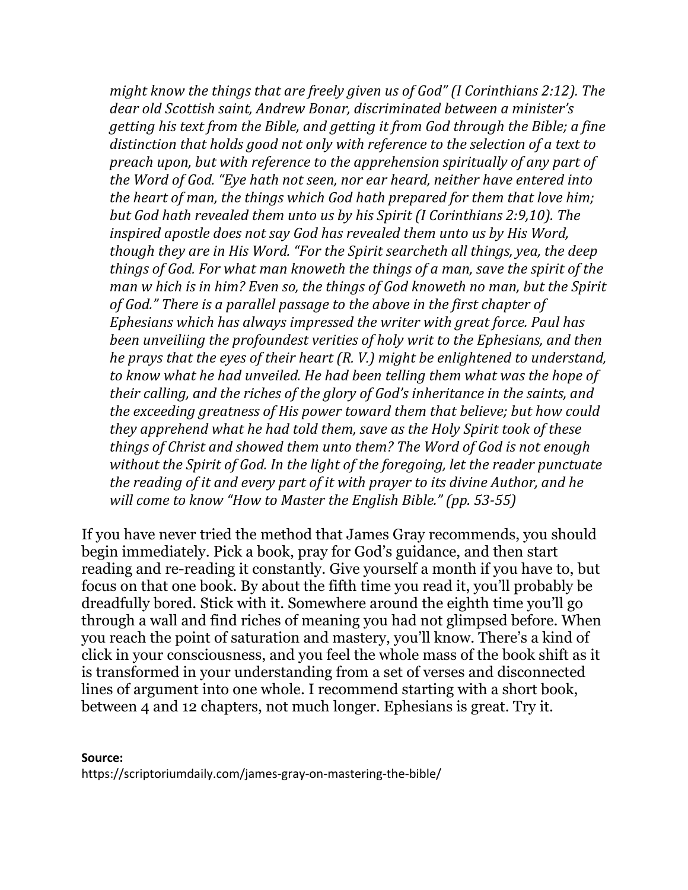*might know the things that are freely given us of God" (I Corinthians 2:12). The dear old Scottish saint, Andrew Bonar, discriminated between a minister's getting his text from the Bible, and getting it from God through the Bible; a fine distinction that holds good not only with reference to the selection of a text to preach upon, but with reference to the apprehension spiritually of any part of the Word of God. "Eye hath not seen, nor ear heard, neither have entered into the heart of man, the things which God hath prepared for them that love him; but God hath revealed them unto us by his Spirit (I Corinthians 2:9,10). The inspired apostle does not say God has revealed them unto us by His Word, though they are in His Word. "For the Spirit searcheth all things, yea, the deep things of God. For what man knoweth the things of a man, save the spirit of the man w hich is in him? Even so, the things of God knoweth no man, but the Spirit of God." There is a parallel passage to the above in the first chapter of Ephesians which has always impressed the writer with great force. Paul has been unveiliing the profoundest verities of holy writ to the Ephesians, and then he prays that the eyes of their heart (R. V.) might be enlightened to understand, to know what he had unveiled. He had been telling them what was the hope of their calling, and the riches of the glory of God's inheritance in the saints, and the exceeding greatness of His power toward them that believe; but how could they apprehend what he had told them, save as the Holy Spirit took of these things of Christ and showed them unto them? The Word of God is not enough without the Spirit of God. In the light of the foregoing, let the reader punctuate the reading of it and every part of it with prayer to its divine Author, and he will come to know "How to Master the English Bible." (pp. 53-55)*

If you have never tried the method that James Gray recommends, you should begin immediately. Pick a book, pray for God's guidance, and then start reading and re-reading it constantly. Give yourself a month if you have to, but focus on that one book. By about the fifth time you read it, you'll probably be dreadfully bored. Stick with it. Somewhere around the eighth time you'll go through a wall and find riches of meaning you had not glimpsed before. When you reach the point of saturation and mastery, you'll know. There's a kind of click in your consciousness, and you feel the whole mass of the book shift as it is transformed in your understanding from a set of verses and disconnected lines of argument into one whole. I recommend starting with a short book, between 4 and 12 chapters, not much longer. Ephesians is great. Try it.

**Source:**
https://scriptoriumdaily.com/james-gray-on-mastering-the-bible/